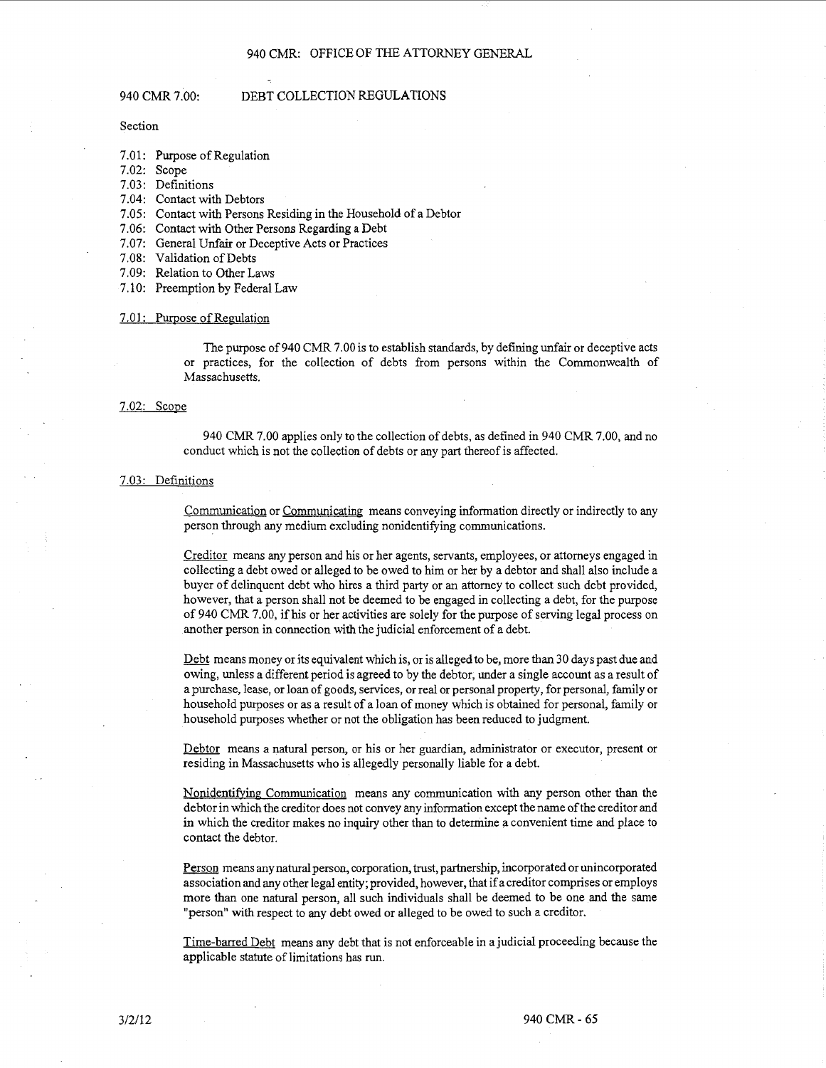# 940 CMR: OFFICE OF THE ATTORNEY GENERAL

## 940 CMR 7.00: DEBT COLLECTION REGULATIONS

Section

7.01: Purpose of Regulation
7.02: Scope
7.03: Definitions
7.04: Contact with Debtors
7.05: Contact with Persons Residing in the Household of a Debtor
7.06: Contact with Other Persons Regarding a Debt
7.07: General Unfair or Deceptive Acts or Practices
7.08: Validation of Debts
7.09: Relation to Other Laws
7.10: Preemption by Federal Law

### 7.01: Purpose of Regulation

The purpose of 940 CMR 7.00 is to establish standards, by defining unfair or deceptive acts or practices, for the collection of debts from persons within the Commonwealth of Massachusetts.

### 7.02: Scope

940 CMR 7.00 applies only to the collection of debts, as defined in 940 CMR 7.00, and no conduct which is not the collection of debts or any part thereof is affected.

### 7.03: Definitions

Communication or Communicating means conveying information directly or indirectly to any person through any medium excluding nonidentifying communications.

Creditor means any person and his or her agents, servants, employees, or attorneys engaged in collecting a debt owed or alleged to be owed to him or her by a debtor and shall also include a buyer of delinquent debt who hires a third party or an attorney to collect such debt provided, however, that a person shall not be deemed to be engaged in collecting a debt, for the purpose of 940 CMR 7.00, if his or her activities are solely for the purpose of serving legal process on another person in connection with the judicial enforcement of a debt.

Debt means money or its equivalent which is, or is alleged to be, more than 30 days past due and owing, unless a different period is agreed to by the debtor, under a single account as a result of a purchase, lease, or loan of goods, services, or real or personal property, for personal, family or household purposes or as a result of a loan of money which is obtained for personal, family or household purposes whether or not the obligation has been reduced to judgment.

Debtor means a natural person, or his or her guardian, administrator or executor, present or residing in Massachusetts who is allegedly personally liable for a debt.

Nonidentifying Communication means any communication with any person other than the debtor in which the creditor does not convey any information except the name of the creditor and in which the creditor makes no inquiry other than to determine a convenient time and place to contact the debtor.

Person means any natural person, corporation, trust, partnership, incorporated or unincorporated association and any other legal entity; provided, however, that if a creditor comprises or employs more than one natural person, all such individuals shall be deemed to be one and the same "person" with respect to any debt owed or alleged to be owed to such a creditor.

Time-barred Debt means any debt that is not enforceable in a judicial proceeding because the applicable statute of limitations has run.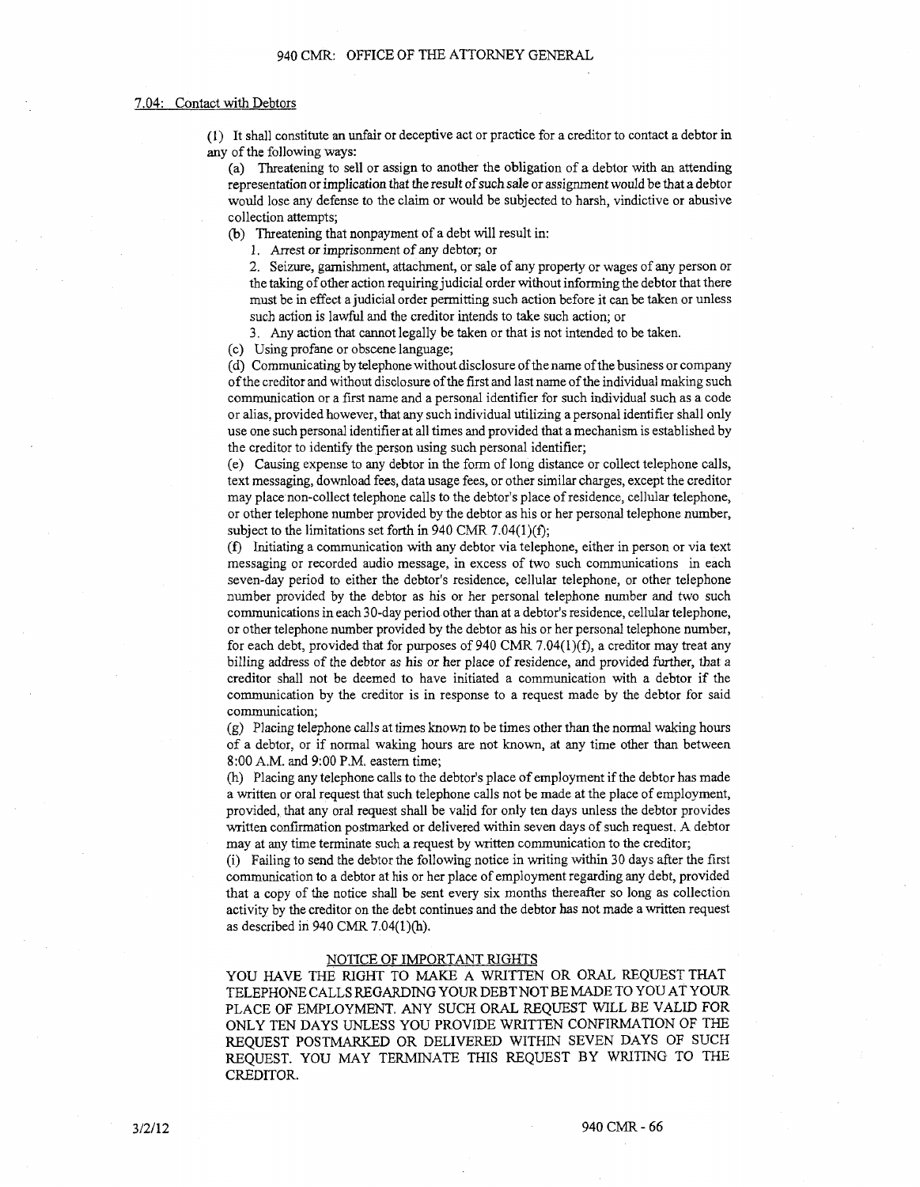### 7.04: Contact with Debtors

(1) It shall constitute an unfair or deceptive act or practice for a creditor to contact a debtor in any of the following ways:

(a) Threatening to sell or assign to another the obligation of a debtor with an attending representation or implication that the result of such sale or assignment would be that a debtor would lose any defense to the claim or would be subjected to harsh, vindictive or abusive collection attempts;

(b) Threatening that nonpayment of a debt will result in:

1. Arrest or imprisonment of any debtor; or

2. Seizure, garnishment, attachment, or sale of any property or wages of any person or the taking of other action requiring judicial order without informing the debtor that there must be in effect a judicial order permitting such action before it can be taken or unless such action is lawful and the creditor intends to take such action; or

3. Any action that cannot legally be taken or that is not intended to be taken.

(c) Using profane or obscene language;

(d) Communicating by telephone without disclosure of the name of the business or company of the creditor and without disclosure of the first and last name of the individual making such communication or a first name and a personal identifier for such individual such as a code or alias, provided however, that any such individual utilizing a personal identifier shall only use one such personal identifier at all times and provided that a mechanism is established by the creditor to identify the person using such personal identifier;

(e) Causing expense to any debtor in the form of long distance or collect telephone calls, text messaging, download fees, data usage fees, or other similar charges, except the creditor may place non-collect telephone calls to the debtor's place of residence, cellular telephone, or other telephone number provided by the debtor as his or her personal telephone number, subject to the limitations set forth in 940 CMR 7.04(1)(f);

(f) Initiating a communication with any debtor via telephone, either in person or via text messaging or recorded audio message, in excess of two such communications in each seven-day period to either the debtor's residence, cellular telephone, or other telephone number provided by the debtor as his or her personal telephone number and two such communications in each 30-day period other than at a debtor's residence, cellular telephone, or other telephone number provided by the debtor as his or her personal telephone number, for each debt, provided that for purposes of 940 CMR 7.04(1)(f), a creditor may treat any billing address of the debtor as his or her place of residence, and provided further, that a creditor shall not be deemed to have initiated a communication with a debtor if the communication by the creditor is in response to a request made by the debtor for said communication;

(g) Placing telephone calls at times known to be times other than the normal waking hours of a debtor, or if normal waking hours are not known, at any time other than between 8:00 A.M. and 9:00 P.M. eastern time;

(h) Placing any telephone calls to the debtor's place of employment if the debtor has made a written or oral request that such telephone calls not be made at the place of employment, provided, that any oral request shall be valid for only ten days unless the debtor provides written confirmation postmarked or delivered within seven days of such request. A debtor may at any time terminate such a request by written communication to the creditor;

(i) Failing to send the debtor the following notice in writing within 30 days after the first communication to a debtor at his or her place of employment regarding any debt, provided that a copy of the notice shall be sent every six months thereafter so long as collection activity by the creditor on the debt continues and the debtor has not made a written request as described in 940 CMR 7.04(1)(h).

NOTICE OF IMPORTANT RIGHTS

YOU HAVE THE RIGHT TO MAKE A WRITTEN OR ORAL REQUEST THAT TELEPHONE CALLS REGARDING YOUR DEBT NOT BE MADE TO YOU AT YOUR PLACE OF EMPLOYMENT. ANY SUCH ORAL REQUEST WILL BE VALID FOR ONLY TEN DAYS UNLESS YOU PROVIDE WRITTEN CONFIRMATION OF THE REQUEST POSTMARKED OR DELIVERED WITHIN SEVEN DAYS OF SUCH REQUEST. YOU MAY TERMINATE THIS REQUEST BY WRITING TO THE CREDITOR.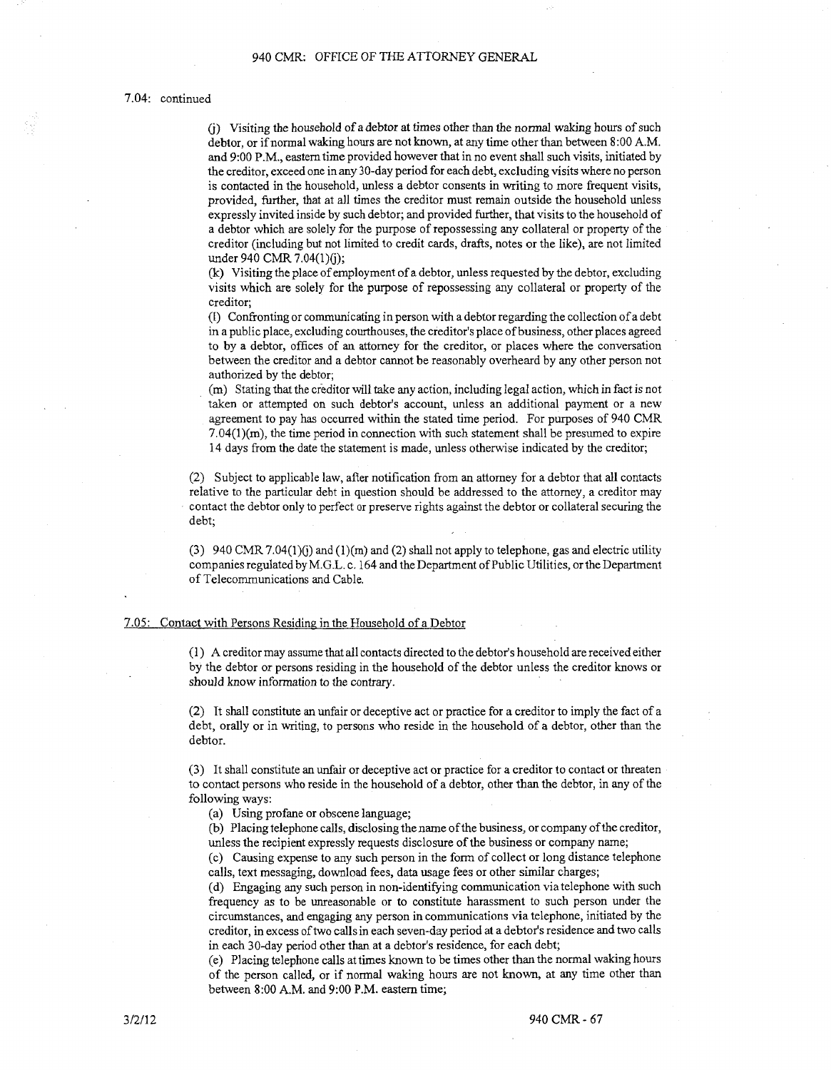7.04: continued

(j) Visiting the household of a debtor at times other than the normal waking hours of such debtor, or if normal waking hours are not known, at any time other than between 8:00 A.M. and 9:00 P.M., eastern time provided however that in no event shall such visits, initiated by the creditor, exceed one in any 30-day period for each debt, excluding visits where no person is contacted in the household, unless a debtor consents in writing to more frequent visits, provided, further, that at all times the creditor must remain outside the household unless expressly invited inside by such debtor; and provided further, that visits to the household of a debtor which are solely for the purpose of repossessing any collateral or property of the creditor (including but not limited to credit cards, drafts, notes or the like), are not limited under 940 CMR 7.04(1)(j);

(k) Visiting the place of employment of a debtor, unless requested by the debtor, excluding visits which are solely for the purpose of repossessing any collateral or property of the creditor;

(l) Confronting or communicating in person with a debtor regarding the collection of a debt in a public place, excluding courthouses, the creditor's place of business, other places agreed to by a debtor, offices of an attorney for the creditor, or places where the conversation between the creditor and a debtor cannot be reasonably overheard by any other person not authorized by the debtor;

(m) Stating that the creditor will take any action, including legal action, which in fact is not taken or attempted on such debtor's account, unless an additional payment or a new agreement to pay has occurred within the stated time period. For purposes of 940 CMR 7.04(1)(m), the time period in connection with such statement shall be presumed to expire 14 days from the date the statement is made, unless otherwise indicated by the creditor;

(2) Subject to applicable law, after notification from an attorney for a debtor that all contacts relative to the particular debt in question should be addressed to the attorney, a creditor may contact the debtor only to perfect or preserve rights against the debtor or collateral securing the debt;

(3) 940 CMR 7.04(1)(j) and (1)(m) and (2) shall not apply to telephone, gas and electric utility companies regulated by M.G.L. c. 164 and the Department of Public Utilities, or the Department of Telecommunications and Cable.

## 7.05: Contact with Persons Residing in the Household of a Debtor

(1) A creditor may assume that all contacts directed to the debtor's household are received either by the debtor or persons residing in the household of the debtor unless the creditor knows or should know information to the contrary.

(2) It shall constitute an unfair or deceptive act or practice for a creditor to imply the fact of a debt, orally or in writing, to persons who reside in the household of a debtor, other than the debtor.

(3) It shall constitute an unfair or deceptive act or practice for a creditor to contact or threaten to contact persons who reside in the household of a debtor, other than the debtor, in any of the following ways:

(a) Using profane or obscene language;

(b) Placing telephone calls, disclosing the name of the business, or company of the creditor, unless the recipient expressly requests disclosure of the business or company name;

(c) Causing expense to any such person in the form of collect or long distance telephone calls, text messaging, download fees, data usage fees or other similar charges;

(d) Engaging any such person in non-identifying communication via telephone with such frequency as to be unreasonable or to constitute harassment to such person under the circumstances, and engaging any person in communications via telephone, initiated by the creditor, in excess of two calls in each seven-day period at a debtor's residence and two calls in each 30-day period other than at a debtor's residence, for each debt;

(e) Placing telephone calls at times known to be times other than the normal waking hours of the person called, or if normal waking hours are not known, at any time other than between 8:00 A.M. and 9:00 P.M. eastern time;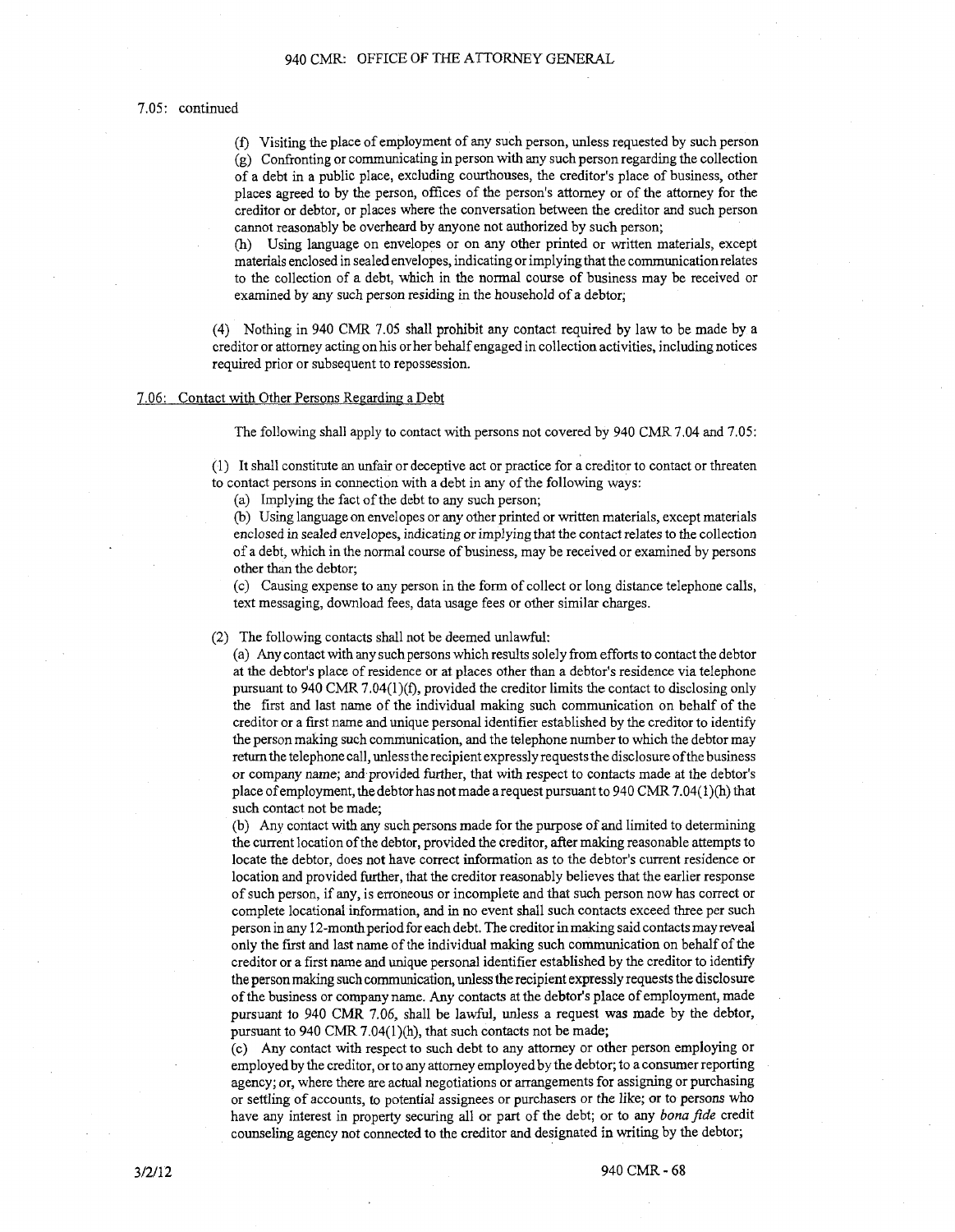7.05: continued

(f) Visiting the place of employment of any such person, unless requested by such person

(g) Confronting or communicating in person with any such person regarding the collection of a debt in a public place, excluding courthouses, the creditor's place of business, other places agreed to by the person, offices of the person's attorney or of the attorney for the creditor or debtor, or places where the conversation between the creditor and such person cannot reasonably be overheard by anyone not authorized by such person;

(h) Using language on envelopes or on any other printed or written materials, except materials enclosed in sealed envelopes, indicating or implying that the communication relates to the collection of a debt, which in the normal course of business may be received or examined by any such person residing in the household of a debtor;

(4) Nothing in 940 CMR 7.05 shall prohibit any contact required by law to be made by a creditor or attorney acting on his or her behalf engaged in collection activities, including notices required prior or subsequent to repossession.

## 7.06: Contact with Other Persons Regarding a Debt

The following shall apply to contact with persons not covered by 940 CMR 7.04 and 7.05:

(1) It shall constitute an unfair or deceptive act or practice for a creditor to contact or threaten to contact persons in connection with a debt in any of the following ways:

(a) Implying the fact of the debt to any such person;

(b) Using language on envelopes or any other printed or written materials, except materials enclosed in sealed envelopes, indicating or implying that the contact relates to the collection of a debt, which in the normal course of business, may be received or examined by persons other than the debtor;

(c) Causing expense to any person in the form of collect or long distance telephone calls, text messaging, download fees, data usage fees or other similar charges.

(2) The following contacts shall not be deemed unlawful:

(a) Any contact with any such persons which results solely from efforts to contact the debtor at the debtor's place of residence or at places other than a debtor's residence via telephone pursuant to 940 CMR 7.04(1)(f), provided the creditor limits the contact to disclosing only the first and last name of the individual making such communication on behalf of the creditor or a first name and unique personal identifier established by the creditor to identify the person making such communication, and the telephone number to which the debtor may return the telephone call, unless the recipient expressly requests the disclosure of the business or company name; and provided further, that with respect to contacts made at the debtor's place of employment, the debtor has not made a request pursuant to 940 CMR 7.04(1)(h) that such contact not be made;

(b) Any contact with any such persons made for the purpose of and limited to determining the current location of the debtor, provided the creditor, after making reasonable attempts to locate the debtor, does not have correct information as to the debtor's current residence or location and provided further, that the creditor reasonably believes that the earlier response of such person, if any, is erroneous or incomplete and that such person now has correct or complete locational information, and in no event shall such contacts exceed three per such person in any 12-month period for each debt. The creditor in making said contacts may reveal only the first and last name of the individual making such communication on behalf of the creditor or a first name and unique personal identifier established by the creditor to identify the person making such communication, unless the recipient expressly requests the disclosure of the business or company name. Any contacts at the debtor's place of employment, made pursuant to 940 CMR 7.06, shall be lawful, unless a request was made by the debtor, pursuant to 940 CMR 7.04(1)(h), that such contacts not be made;

(c) Any contact with respect to such debt to any attorney or other person employing or employed by the creditor, or to any attorney employed by the debtor; to a consumer reporting agency; or, where there are actual negotiations or arrangements for assigning or purchasing or settling of accounts, to potential assignees or purchasers or the like; or to persons who have any interest in property securing all or part of the debt; or to any *bona fide* credit counseling agency not connected to the creditor and designated in writing by the debtor;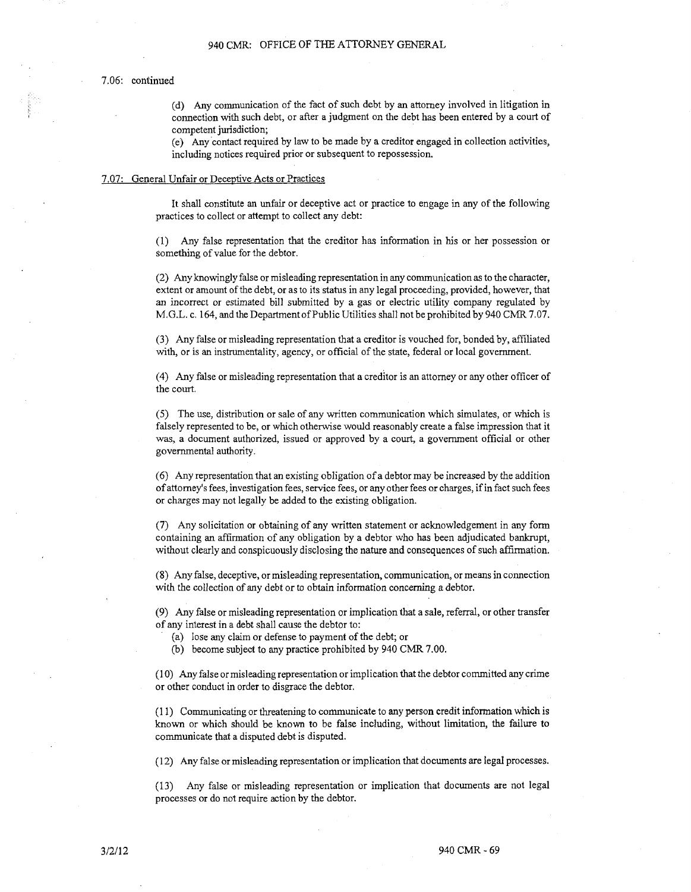7.06: continued

(d) Any communication of the fact of such debt by an attorney involved in litigation in connection with such debt, or after a judgment on the debt has been entered by a court of competent jurisdiction;

(e) Any contact required by law to be made by a creditor engaged in collection activities, including notices required prior or subsequent to repossession.

## 7.07: General Unfair or Deceptive Acts or Practices

It shall constitute an unfair or deceptive act or practice to engage in any of the following practices to collect or attempt to collect any debt:

(1) Any false representation that the creditor has information in his or her possession or something of value for the debtor.

(2) Any knowingly false or misleading representation in any communication as to the character, extent or amount of the debt, or as to its status in any legal proceeding, provided, however, that an incorrect or estimated bill submitted by a gas or electric utility company regulated by M.G.L. c. 164, and the Department of Public Utilities shall not be prohibited by 940 CMR 7.07.

(3) Any false or misleading representation that a creditor is vouched for, bonded by, affiliated with, or is an instrumentality, agency, or official of the state, federal or local government.

(4) Any false or misleading representation that a creditor is an attorney or any other officer of the court.

(5) The use, distribution or sale of any written communication which simulates, or which is falsely represented to be, or which otherwise would reasonably create a false impression that it was, a document authorized, issued or approved by a court, a government official or other governmental authority.

(6) Any representation that an existing obligation of a debtor may be increased by the addition of attorney's fees, investigation fees, service fees, or any other fees or charges, if in fact such fees or charges may not legally be added to the existing obligation.

(7) Any solicitation or obtaining of any written statement or acknowledgement in any form containing an affirmation of any obligation by a debtor who has been adjudicated bankrupt, without clearly and conspicuously disclosing the nature and consequences of such affirmation.

(8) Any false, deceptive, or misleading representation, communication, or means in connection with the collection of any debt or to obtain information concerning a debtor.

(9) Any false or misleading representation or implication that a sale, referral, or other transfer of any interest in a debt shall cause the debtor to:

(a) lose any claim or defense to payment of the debt; or
(b) become subject to any practice prohibited by 940 CMR 7.00.

(10) Any false or misleading representation or implication that the debtor committed any crime or other conduct in order to disgrace the debtor.

(11) Communicating or threatening to communicate to any person credit information which is known or which should be known to be false including, without limitation, the failure to communicate that a disputed debt is disputed.

(12) Any false or misleading representation or implication that documents are legal processes.

(13) Any false or misleading representation or implication that documents are not legal processes or do not require action by the debtor.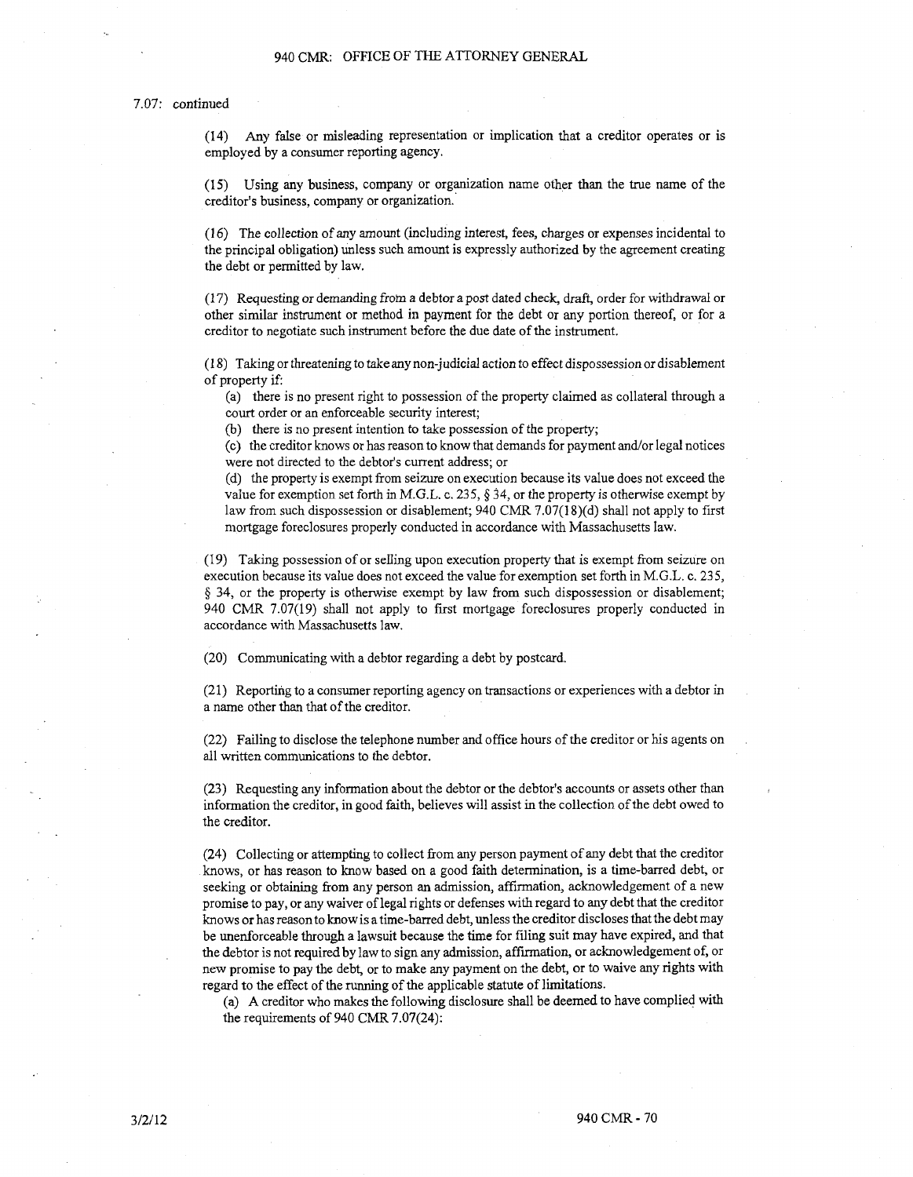7.07: continued

(14) Any false or misleading representation or implication that a creditor operates or is employed by a consumer reporting agency.

(15) Using any business, company or organization name other than the true name of the creditor's business, company or organization.

(16) The collection of any amount (including interest, fees, charges or expenses incidental to the principal obligation) unless such amount is expressly authorized by the agreement creating the debt or permitted by law.

(17) Requesting or demanding from a debtor a post dated check, draft, order for withdrawal or other similar instrument or method in payment for the debt or any portion thereof, or for a creditor to negotiate such instrument before the due date of the instrument.

(18) Taking or threatening to take any non-judicial action to effect dispossession or disablement of property if:

(a) there is no present right to possession of the property claimed as collateral through a court order or an enforceable security interest;

(b) there is no present intention to take possession of the property;

(c) the creditor knows or has reason to know that demands for payment and/or legal notices were not directed to the debtor's current address; or

(d) the property is exempt from seizure on execution because its value does not exceed the value for exemption set forth in M.G.L. c. 235, § 34, or the property is otherwise exempt by law from such dispossession or disablement; 940 CMR 7.07(18)(d) shall not apply to first mortgage foreclosures properly conducted in accordance with Massachusetts law.

(19) Taking possession of or selling upon execution property that is exempt from seizure on execution because its value does not exceed the value for exemption set forth in M.G.L. c. 235, § 34, or the property is otherwise exempt by law from such dispossession or disablement; 940 CMR 7.07(19) shall not apply to first mortgage foreclosures properly conducted in accordance with Massachusetts law.

(20) Communicating with a debtor regarding a debt by postcard.

(21) Reporting to a consumer reporting agency on transactions or experiences with a debtor in a name other than that of the creditor.

(22) Failing to disclose the telephone number and office hours of the creditor or his agents on all written communications to the debtor.

(23) Requesting any information about the debtor or the debtor's accounts or assets other than information the creditor, in good faith, believes will assist in the collection of the debt owed to the creditor.

(24) Collecting or attempting to collect from any person payment of any debt that the creditor knows, or has reason to know based on a good faith determination, is a time-barred debt, or seeking or obtaining from any person an admission, affirmation, acknowledgement of a new promise to pay, or any waiver of legal rights or defenses with regard to any debt that the creditor knows or has reason to know is a time-barred debt, unless the creditor discloses that the debt may be unenforceable through a lawsuit because the time for filing suit may have expired, and that the debtor is not required by law to sign any admission, affirmation, or acknowledgement of, or new promise to pay the debt, or to make any payment on the debt, or to waive any rights with regard to the effect of the running of the applicable statute of limitations.

(a) A creditor who makes the following disclosure shall be deemed to have complied with the requirements of 940 CMR 7.07(24):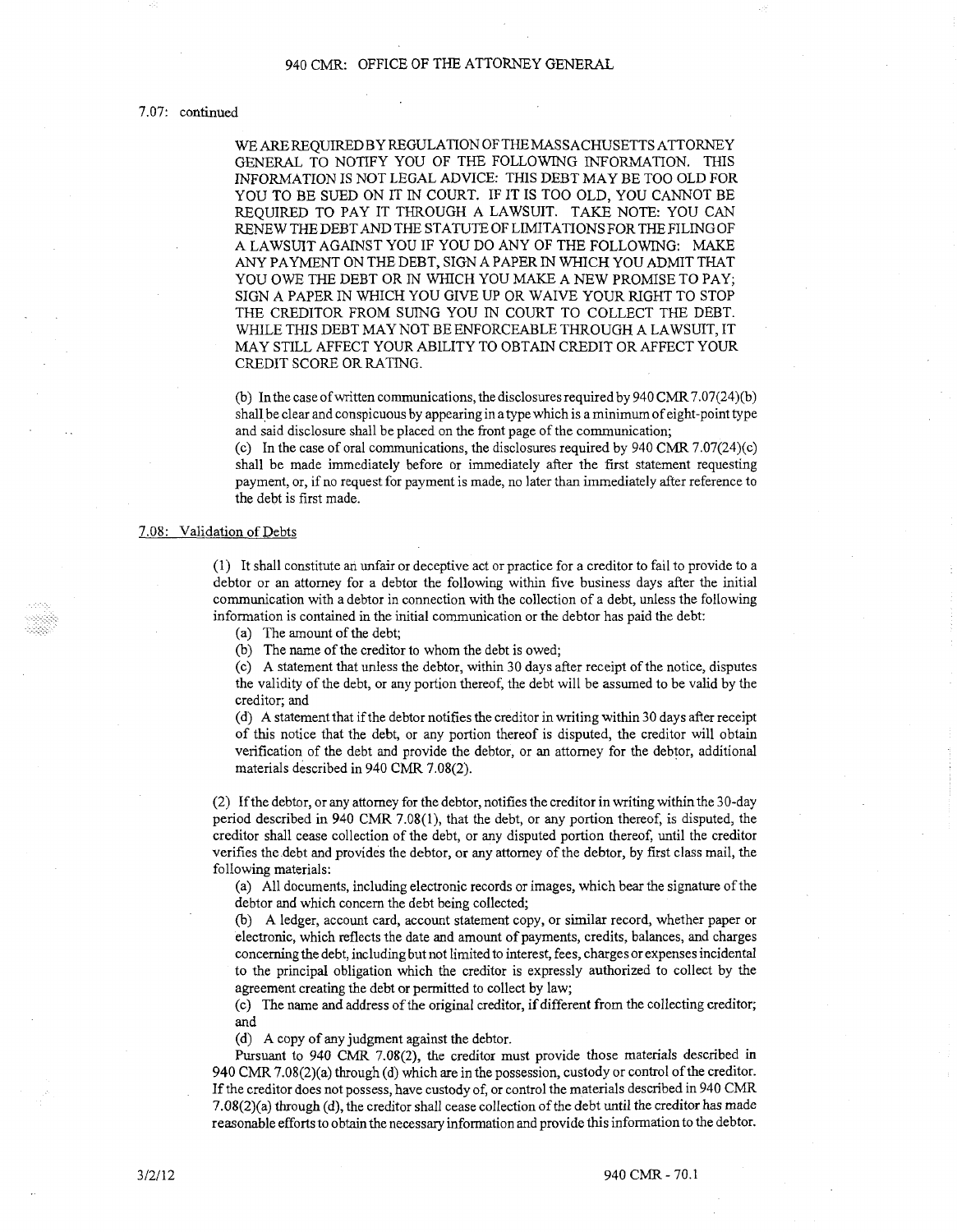7.07: continued

> WE ARE REQUIRED BY REGULATION OF THE MASSACHUSETTS ATTORNEY GENERAL TO NOTIFY YOU OF THE FOLLOWING INFORMATION. THIS INFORMATION IS NOT LEGAL ADVICE: THIS DEBT MAY BE TOO OLD FOR YOU TO BE SUED ON IT IN COURT. IF IT IS TOO OLD, YOU CANNOT BE REQUIRED TO PAY IT THROUGH A LAWSUIT. TAKE NOTE: YOU CAN RENEW THE DEBT AND THE STATUTE OF LIMITATIONS FOR THE FILING OF A LAWSUIT AGAINST YOU IF YOU DO ANY OF THE FOLLOWING: MAKE ANY PAYMENT ON THE DEBT, SIGN A PAPER IN WHICH YOU ADMIT THAT YOU OWE THE DEBT OR IN WHICH YOU MAKE A NEW PROMISE TO PAY; SIGN A PAPER IN WHICH YOU GIVE UP OR WAIVE YOUR RIGHT TO STOP THE CREDITOR FROM SUING YOU IN COURT TO COLLECT THE DEBT. WHILE THIS DEBT MAY NOT BE ENFORCEABLE THROUGH A LAWSUIT, IT MAY STILL AFFECT YOUR ABILITY TO OBTAIN CREDIT OR AFFECT YOUR CREDIT SCORE OR RATING.

(b) In the case of written communications, the disclosures required by 940 CMR 7.07(24)(b) shall be clear and conspicuous by appearing in a type which is a minimum of eight-point type and said disclosure shall be placed on the front page of the communication;

(c) In the case of oral communications, the disclosures required by 940 CMR 7.07(24)(c) shall be made immediately before or immediately after the first statement requesting payment, or, if no request for payment is made, no later than immediately after reference to the debt is first made.

## 7.08: Validation of Debts

(1) It shall constitute an unfair or deceptive act or practice for a creditor to fail to provide to a debtor or an attorney for a debtor the following within five business days after the initial communication with a debtor in connection with the collection of a debt, unless the following information is contained in the initial communication or the debtor has paid the debt:

(a) The amount of the debt;

(b) The name of the creditor to whom the debt is owed;

(c) A statement that unless the debtor, within 30 days after receipt of the notice, disputes the validity of the debt, or any portion thereof, the debt will be assumed to be valid by the creditor; and

(d) A statement that if the debtor notifies the creditor in writing within 30 days after receipt of this notice that the debt, or any portion thereof is disputed, the creditor will obtain verification of the debt and provide the debtor, or an attorney for the debtor, additional materials described in 940 CMR 7.08(2).

(2) If the debtor, or any attorney for the debtor, notifies the creditor in writing within the 30-day period described in 940 CMR 7.08(1), that the debt, or any portion thereof, is disputed, the creditor shall cease collection of the debt, or any disputed portion thereof, until the creditor verifies the debt and provides the debtor, or any attorney of the debtor, by first class mail, the following materials:

(a) All documents, including electronic records or images, which bear the signature of the debtor and which concern the debt being collected;

(b) A ledger, account card, account statement copy, or similar record, whether paper or electronic, which reflects the date and amount of payments, credits, balances, and charges concerning the debt, including but not limited to interest, fees, charges or expenses incidental to the principal obligation which the creditor is expressly authorized to collect by the agreement creating the debt or permitted to collect by law;

(c) The name and address of the original creditor, if different from the collecting creditor; and

(d) A copy of any judgment against the debtor.

Pursuant to 940 CMR 7.08(2), the creditor must provide those materials described in 940 CMR 7.08(2)(a) through (d) which are in the possession, custody or control of the creditor. If the creditor does not possess, have custody of, or control the materials described in 940 CMR 7.08(2)(a) through (d), the creditor shall cease collection of the debt until the creditor has made reasonable efforts to obtain the necessary information and provide this information to the debtor.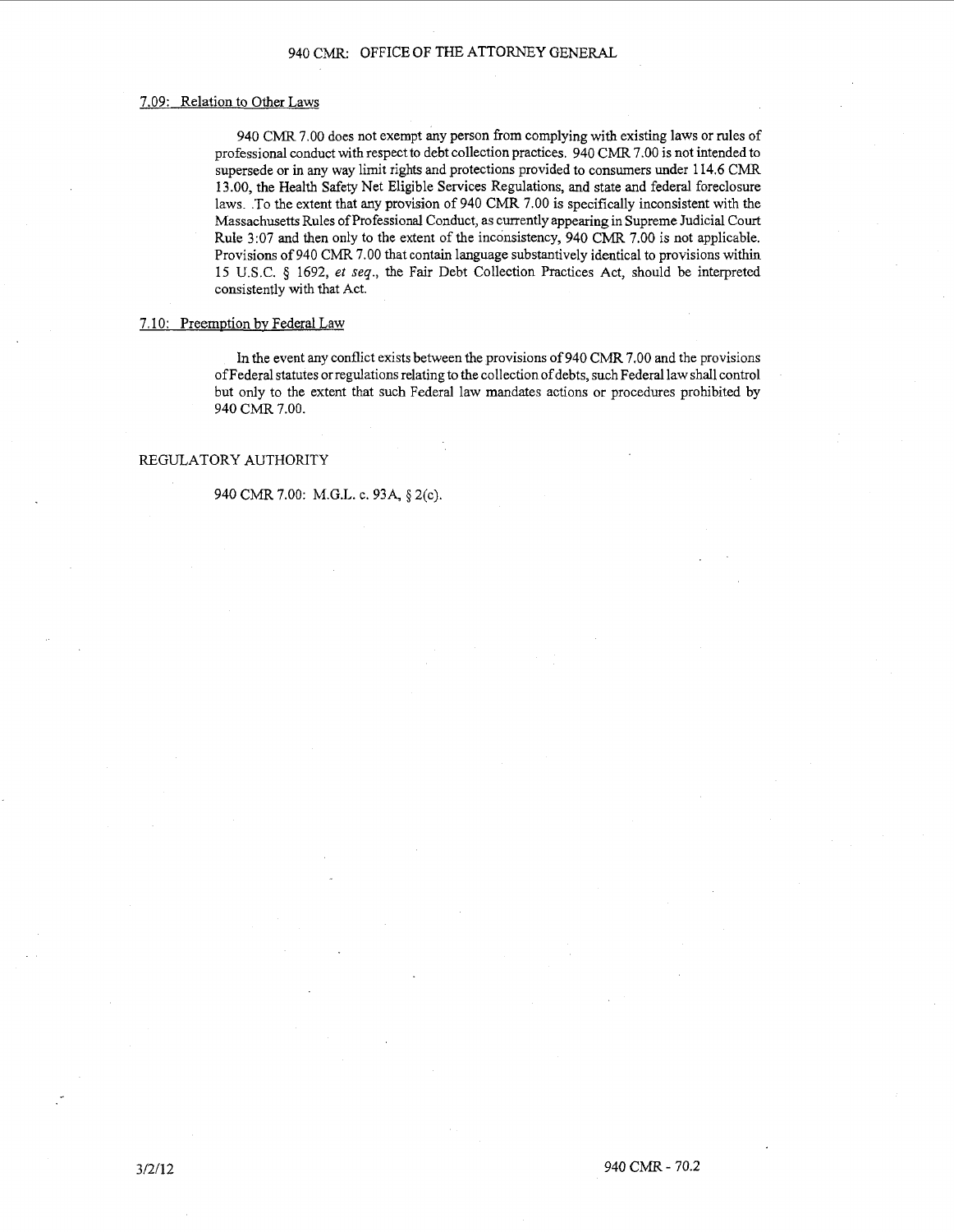### 7.09: Relation to Other Laws

940 CMR 7.00 does not exempt any person from complying with existing laws or rules of professional conduct with respect to debt collection practices. 940 CMR 7.00 is not intended to supersede or in any way limit rights and protections provided to consumers under 114.6 CMR 13.00, the Health Safety Net Eligible Services Regulations, and state and federal foreclosure laws. To the extent that any provision of 940 CMR 7.00 is specifically inconsistent with the Massachusetts Rules of Professional Conduct, as currently appearing in Supreme Judicial Court Rule 3:07 and then only to the extent of the inconsistency, 940 CMR 7.00 is not applicable. Provisions of 940 CMR 7.00 that contain language substantively identical to provisions within 15 U.S.C. § 1692, *et seq.*, the Fair Debt Collection Practices Act, should be interpreted consistently with that Act.

### 7.10: Preemption by Federal Law

In the event any conflict exists between the provisions of 940 CMR 7.00 and the provisions of Federal statutes or regulations relating to the collection of debts, such Federal law shall control but only to the extent that such Federal law mandates actions or procedures prohibited by 940 CMR 7.00.

## REGULATORY AUTHORITY

940 CMR 7.00: M.G.L. c. 93A, § 2(c).